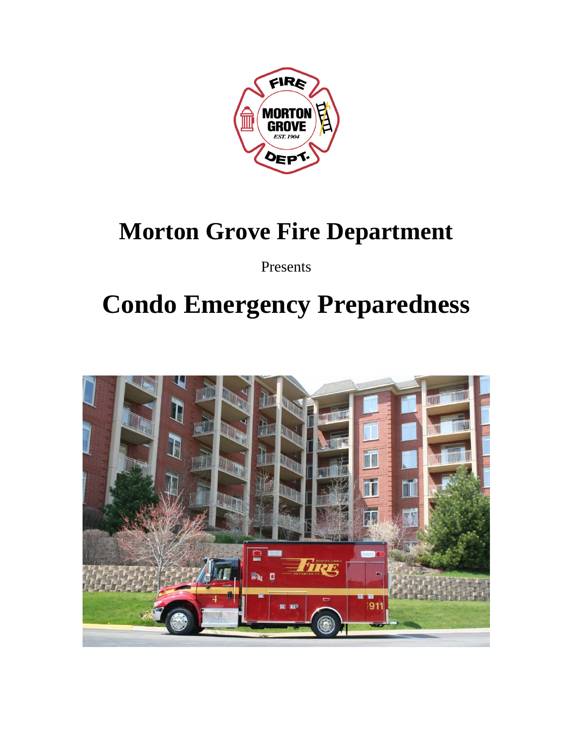# Morton Grove Fire Department

Presents

# Condo Emergency Preparedness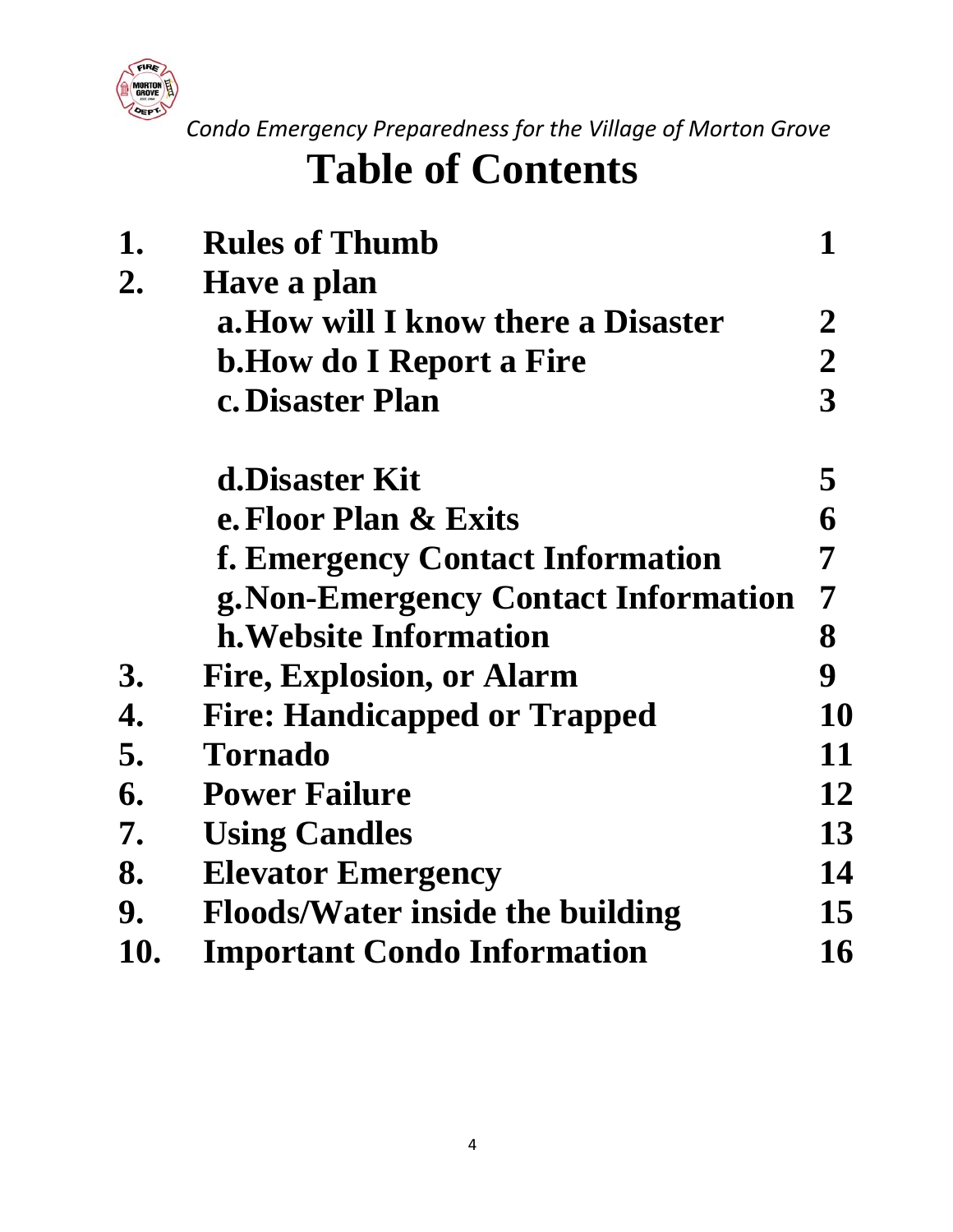*Condo Emergency Preparedness for the Village of Morton Grove*

# Table of Contents

| | | |
|---|---|---|
| **1.** | **Rules of Thumb** | **1** |
| **2.** | **Have a plan** | |
| | **a. How will I know there a Disaster** | **2** |
| | **b. How do I Report a Fire** | **2** |
| | **c. Disaster Plan** | **3** |
| | **d. Disaster Kit** | **5** |
| | **e. Floor Plan & Exits** | **6** |
| | **f. Emergency Contact Information** | **7** |
| | **g. Non-Emergency Contact Information** | **7** |
| | **h. Website Information** | **8** |
| **3.** | **Fire, Explosion, or Alarm** | **9** |
| **4.** | **Fire: Handicapped or Trapped** | **10** |
| **5.** | **Tornado** | **11** |
| **6.** | **Power Failure** | **12** |
| **7.** | **Using Candles** | **13** |
| **8.** | **Elevator Emergency** | **14** |
| **9.** | **Floods/Water inside the building** | **15** |
| **10.** | **Important Condo Information** | **16** |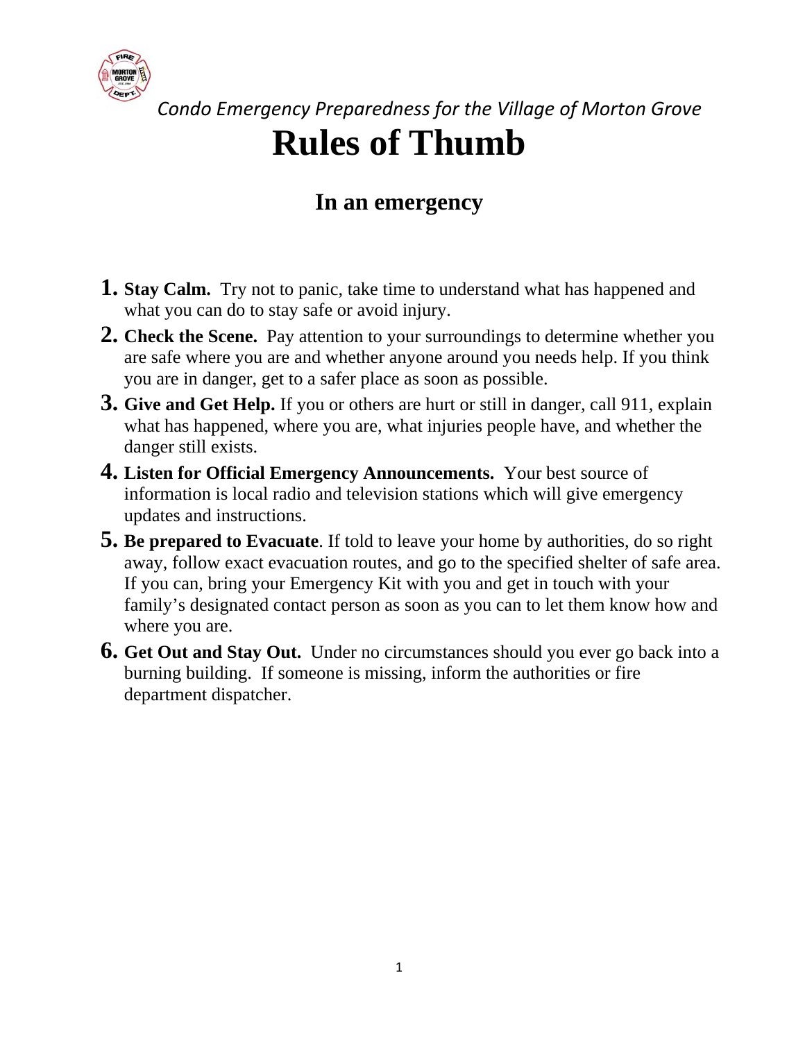*Condo Emergency Preparedness for the Village of Morton Grove*

# Rules of Thumb

## In an emergency

1. **Stay Calm.** Try not to panic, take time to understand what has happened and what you can do to stay safe or avoid injury.
2. **Check the Scene.** Pay attention to your surroundings to determine whether you are safe where you are and whether anyone around you needs help. If you think you are in danger, get to a safer place as soon as possible.
3. **Give and Get Help.** If you or others are hurt or still in danger, call 911, explain what has happened, where you are, what injuries people have, and whether the danger still exists.
4. **Listen for Official Emergency Announcements.** Your best source of information is local radio and television stations which will give emergency updates and instructions.
5. **Be prepared to Evacuate**. If told to leave your home by authorities, do so right away, follow exact evacuation routes, and go to the specified shelter of safe area. If you can, bring your Emergency Kit with you and get in touch with your family's designated contact person as soon as you can to let them know how and where you are.
6. **Get Out and Stay Out.** Under no circumstances should you ever go back into a burning building. If someone is missing, inform the authorities or fire department dispatcher.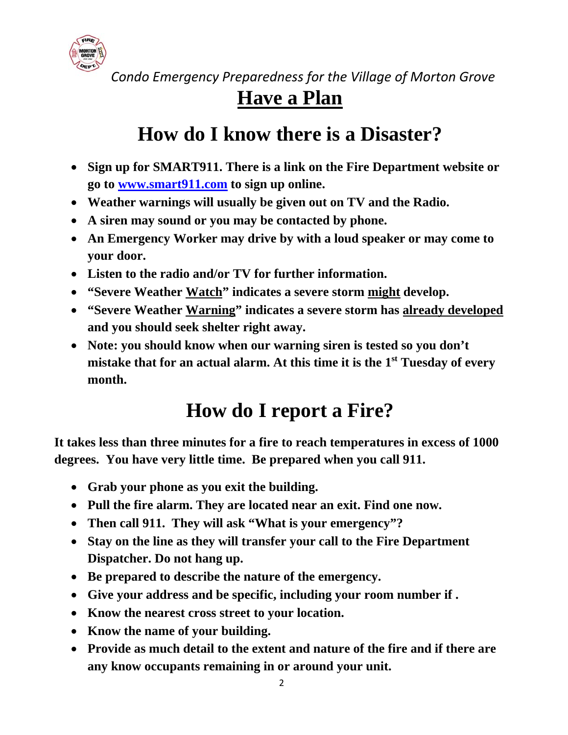*Condo Emergency Preparedness for the Village of Morton Grove*

# Have a Plan

## How do I know there is a Disaster?

- **Sign up for SMART911. There is a link on the Fire Department website or go to [www.smart911.com](http://www.smart911.com) to sign up online.**
- **Weather warnings will usually be given out on TV and the Radio.**
- **A siren may sound or you may be contacted by phone.**
- **An Emergency Worker may drive by with a loud speaker or may come to your door.**
- **Listen to the radio and/or TV for further information.**
- **"Severe Weather Watch" indicates a severe storm might develop.**
- **"Severe Weather Warning" indicates a severe storm has already developed and you should seek shelter right away.**
- **Note: you should know when our warning siren is tested so you don't mistake that for an actual alarm. At this time it is the 1st Tuesday of every month.**

## How do I report a Fire?

**It takes less than three minutes for a fire to reach temperatures in excess of 1000 degrees. You have very little time. Be prepared when you call 911.**

- **Grab your phone as you exit the building.**
- **Pull the fire alarm. They are located near an exit. Find one now.**
- **Then call 911. They will ask "What is your emergency"?**
- **Stay on the line as they will transfer your call to the Fire Department Dispatcher. Do not hang up.**
- **Be prepared to describe the nature of the emergency.**
- **Give your address and be specific, including your room number if .**
- **Know the nearest cross street to your location.**
- **Know the name of your building.**
- **Provide as much detail to the extent and nature of the fire and if there are any know occupants remaining in or around your unit.**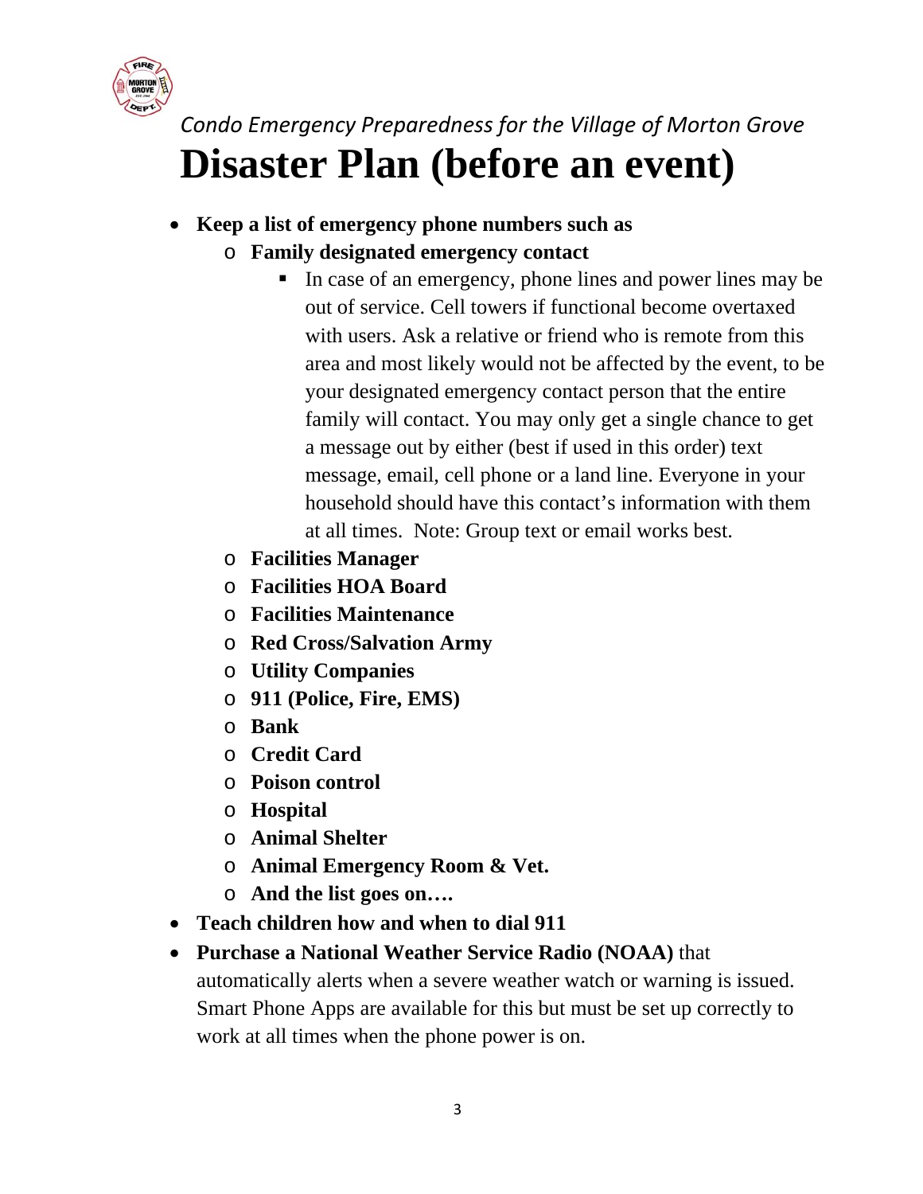*Condo Emergency Preparedness for the Village of Morton Grove*

# Disaster Plan (before an event)

- **Keep a list of emergency phone numbers such as**
  - **Family designated emergency contact**
    - In case of an emergency, phone lines and power lines may be out of service. Cell towers if functional become overtaxed with users. Ask a relative or friend who is remote from this area and most likely would not be affected by the event, to be your designated emergency contact person that the entire family will contact. You may only get a single chance to get a message out by either (best if used in this order) text message, email, cell phone or a land line. Everyone in your household should have this contact's information with them at all times. Note: Group text or email works best.
  - **Facilities Manager**
  - **Facilities HOA Board**
  - **Facilities Maintenance**
  - **Red Cross/Salvation Army**
  - **Utility Companies**
  - **911 (Police, Fire, EMS)**
  - **Bank**
  - **Credit Card**
  - **Poison control**
  - **Hospital**
  - **Animal Shelter**
  - **Animal Emergency Room & Vet.**
  - **And the list goes on….**
- **Teach children how and when to dial 911**
- **Purchase a National Weather Service Radio (NOAA)** that automatically alerts when a severe weather watch or warning is issued. Smart Phone Apps are available for this but must be set up correctly to work at all times when the phone power is on.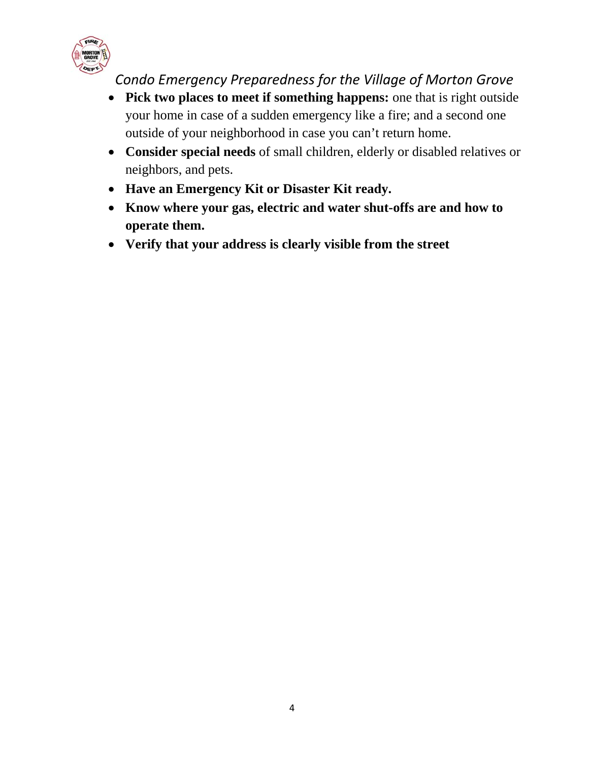- **Pick two places to meet if something happens:** one that is right outside your home in case of a sudden emergency like a fire; and a second one outside of your neighborhood in case you can’t return home.
- **Consider special needs** of small children, elderly or disabled relatives or neighbors, and pets.
- **Have an Emergency Kit or Disaster Kit ready.**
- **Know where your gas, electric and water shut-offs are and how to operate them.**
- **Verify that your address is clearly visible from the street**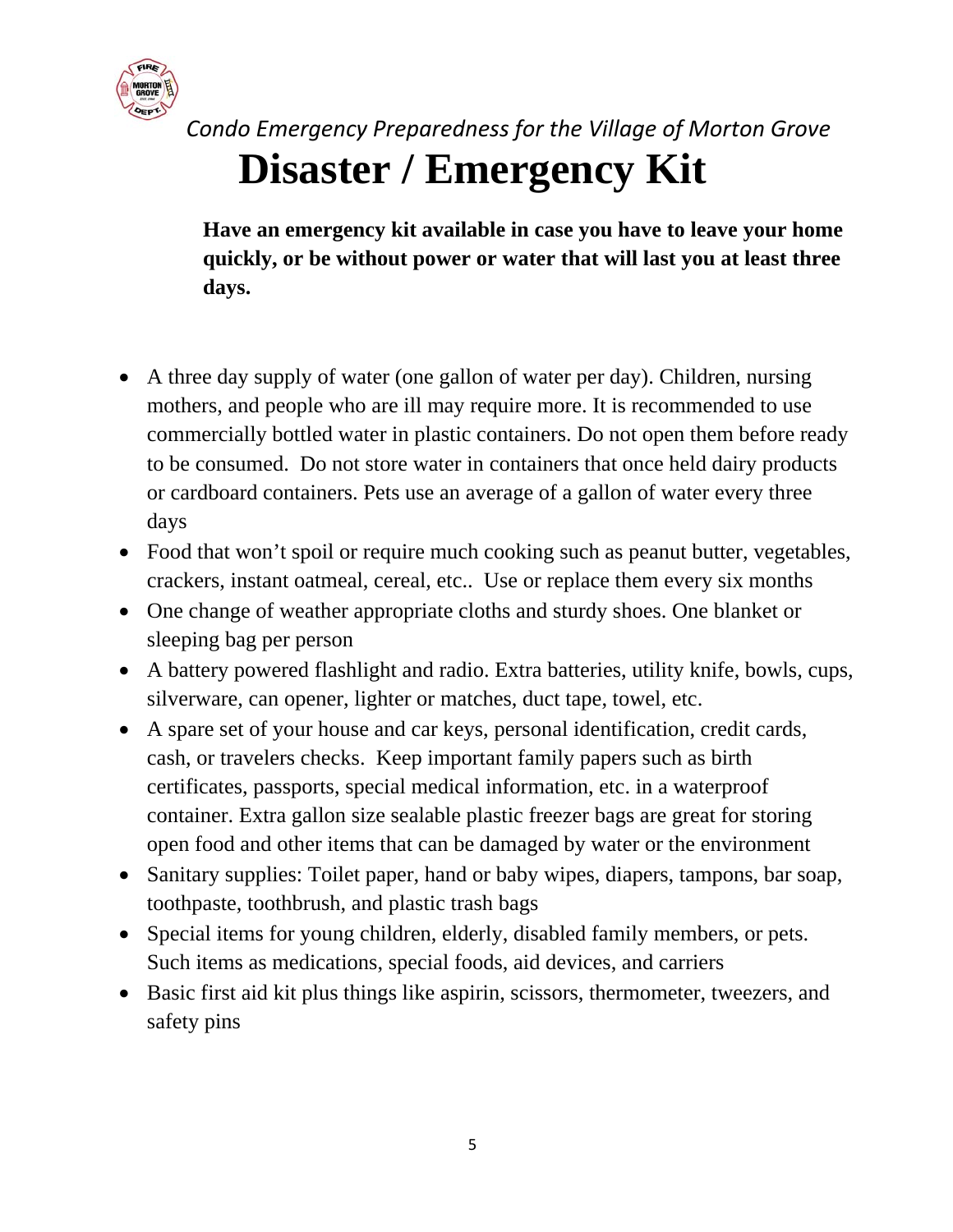*Condo Emergency Preparedness for the Village of Morton Grove*

# Disaster / Emergency Kit

**Have an emergency kit available in case you have to leave your home quickly, or be without power or water that will last you at least three days.**

- A three day supply of water (one gallon of water per day). Children, nursing mothers, and people who are ill may require more. It is recommended to use commercially bottled water in plastic containers. Do not open them before ready to be consumed. Do not store water in containers that once held dairy products or cardboard containers. Pets use an average of a gallon of water every three days
- Food that won't spoil or require much cooking such as peanut butter, vegetables, crackers, instant oatmeal, cereal, etc.. Use or replace them every six months
- One change of weather appropriate cloths and sturdy shoes. One blanket or sleeping bag per person
- A battery powered flashlight and radio. Extra batteries, utility knife, bowls, cups, silverware, can opener, lighter or matches, duct tape, towel, etc.
- A spare set of your house and car keys, personal identification, credit cards, cash, or travelers checks. Keep important family papers such as birth certificates, passports, special medical information, etc. in a waterproof container. Extra gallon size sealable plastic freezer bags are great for storing open food and other items that can be damaged by water or the environment
- Sanitary supplies: Toilet paper, hand or baby wipes, diapers, tampons, bar soap, toothpaste, toothbrush, and plastic trash bags
- Special items for young children, elderly, disabled family members, or pets. Such items as medications, special foods, aid devices, and carriers
- Basic first aid kit plus things like aspirin, scissors, thermometer, tweezers, and safety pins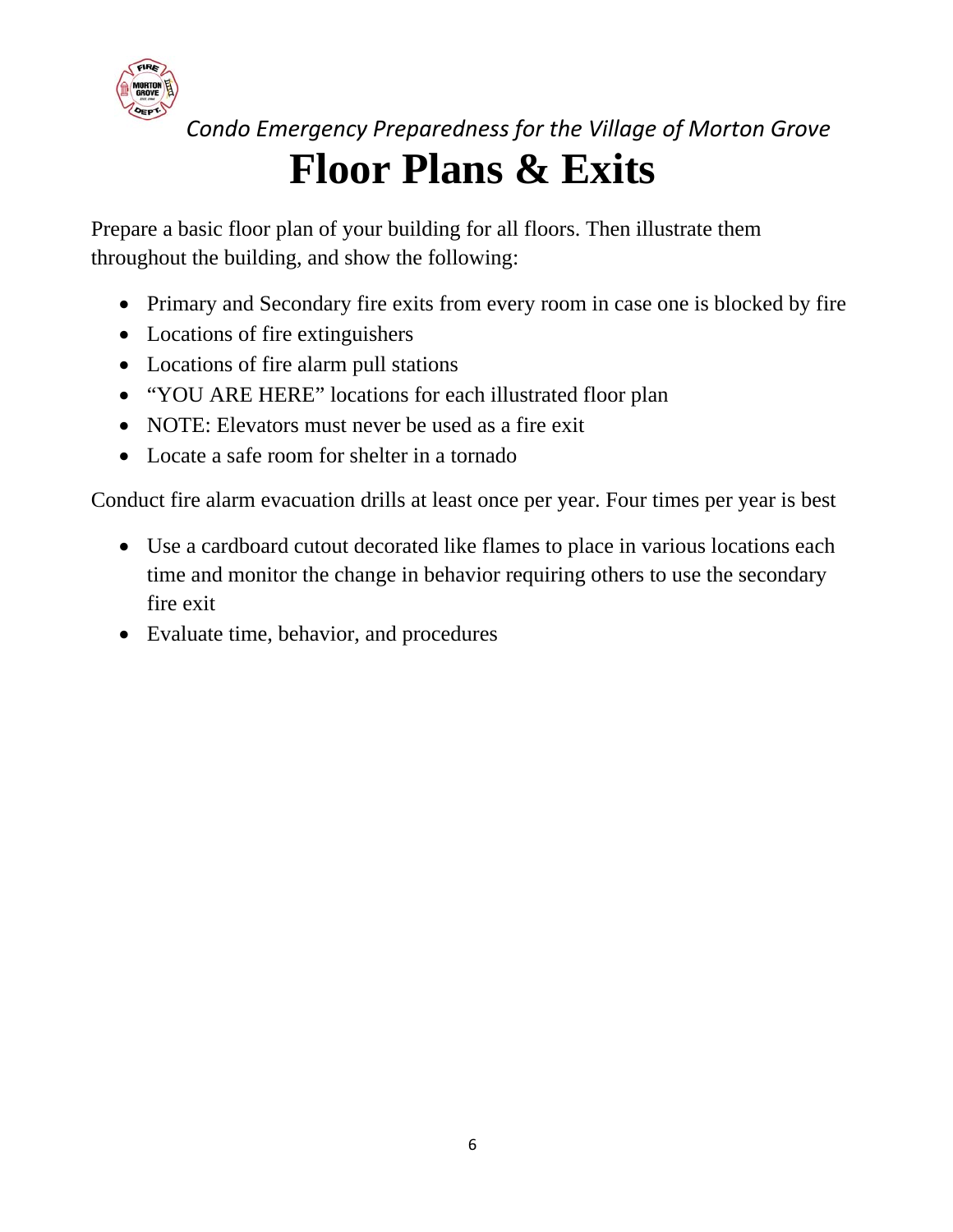*Condo Emergency Preparedness for the Village of Morton Grove*

# Floor Plans & Exits

Prepare a basic floor plan of your building for all floors. Then illustrate them throughout the building, and show the following:

- Primary and Secondary fire exits from every room in case one is blocked by fire
- Locations of fire extinguishers
- Locations of fire alarm pull stations
- "YOU ARE HERE" locations for each illustrated floor plan
- NOTE: Elevators must never be used as a fire exit
- Locate a safe room for shelter in a tornado

Conduct fire alarm evacuation drills at least once per year. Four times per year is best

- Use a cardboard cutout decorated like flames to place in various locations each time and monitor the change in behavior requiring others to use the secondary fire exit
- Evaluate time, behavior, and procedures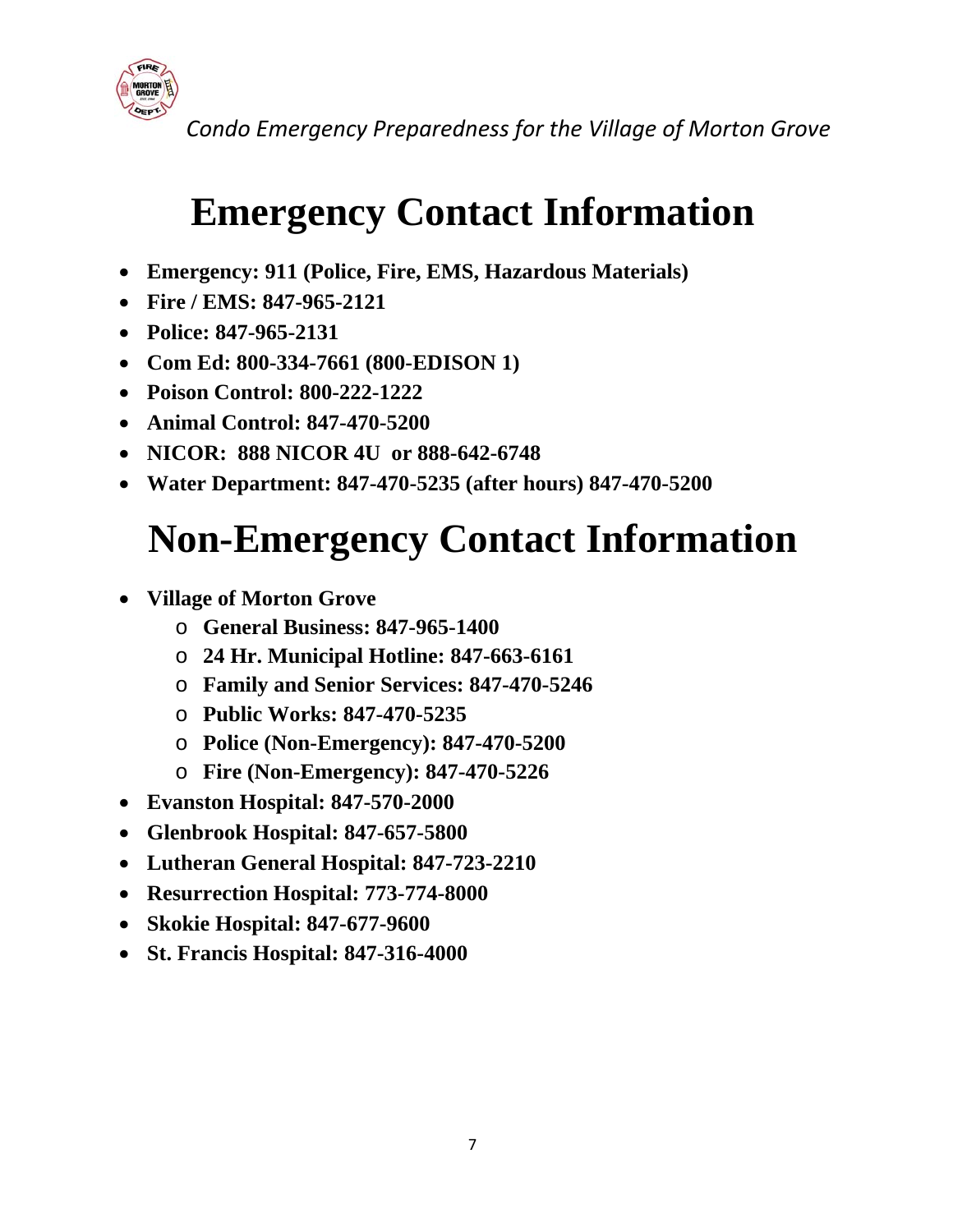# Emergency Contact Information

- **Emergency: 911 (Police, Fire, EMS, Hazardous Materials)**
- **Fire / EMS: 847-965-2121**
- **Police: 847-965-2131**
- **Com Ed: 800-334-7661 (800-EDISON 1)**
- **Poison Control: 800-222-1222**
- **Animal Control: 847-470-5200**
- **NICOR: 888 NICOR 4U or 888-642-6748**
- **Water Department: 847-470-5235 (after hours) 847-470-5200**

# Non-Emergency Contact Information

- **Village of Morton Grove**
  - **General Business: 847-965-1400**
  - **24 Hr. Municipal Hotline: 847-663-6161**
  - **Family and Senior Services: 847-470-5246**
  - **Public Works: 847-470-5235**
  - **Police (Non-Emergency): 847-470-5200**
  - **Fire (Non-Emergency): 847-470-5226**
- **Evanston Hospital: 847-570-2000**
- **Glenbrook Hospital: 847-657-5800**
- **Lutheran General Hospital: 847-723-2210**
- **Resurrection Hospital: 773-774-8000**
- **Skokie Hospital: 847-677-9600**
- **St. Francis Hospital: 847-316-4000**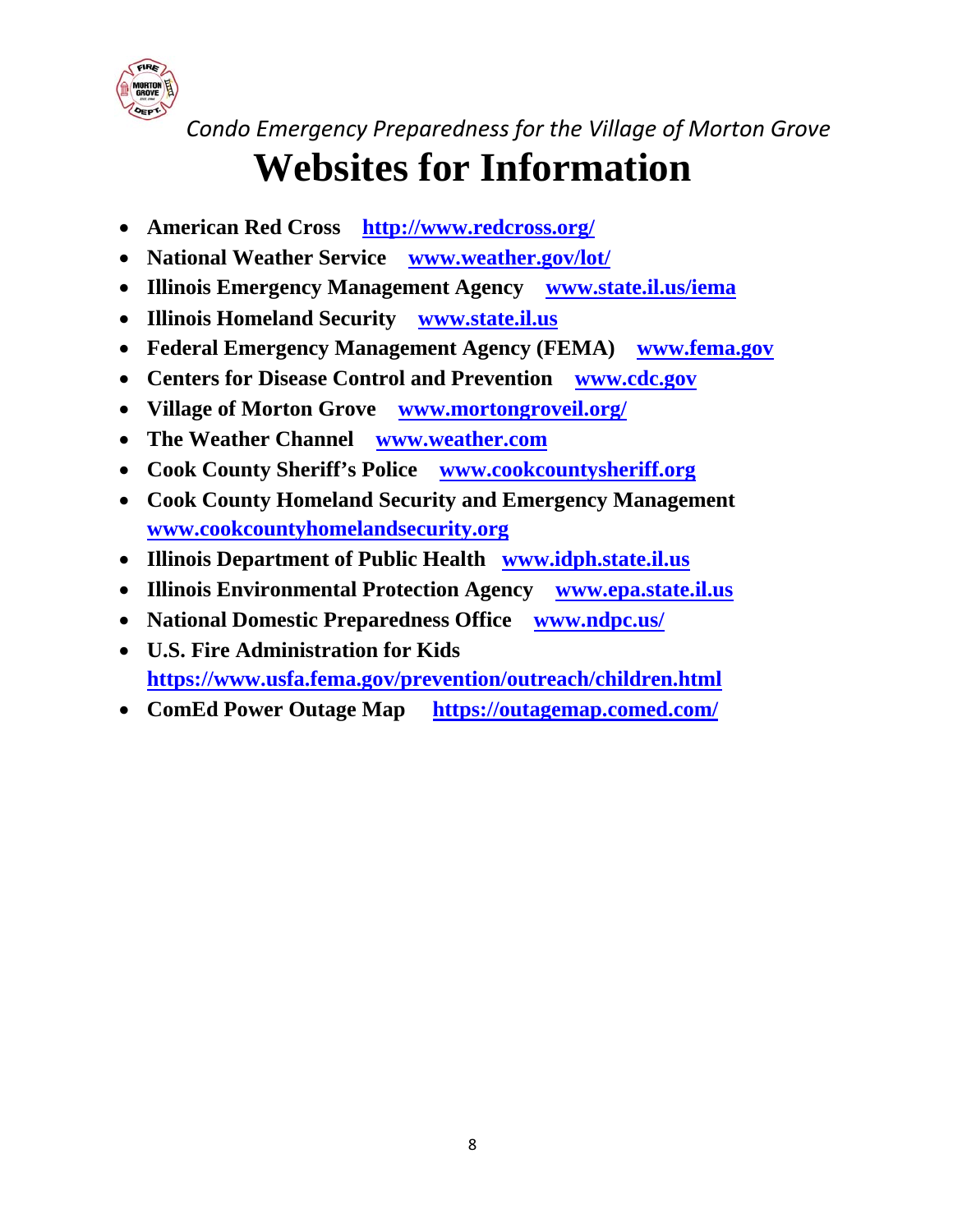*Condo Emergency Preparedness for the Village of Morton Grove*

# Websites for Information

- **American Red Cross** **http://www.redcross.org/**
- **National Weather Service** **www.weather.gov/lot/**
- **Illinois Emergency Management Agency** **www.state.il.us/iema**
- **Illinois Homeland Security** **www.state.il.us**
- **Federal Emergency Management Agency (FEMA)** **www.fema.gov**
- **Centers for Disease Control and Prevention** **www.cdc.gov**
- **Village of Morton Grove** **www.mortongroveil.org/**
- **The Weather Channel** **www.weather.com**
- **Cook County Sheriff's Police** **www.cookcountysheriff.org**
- **Cook County Homeland Security and Emergency Management** **www.cookcountyhomelandsecurity.org**
- **Illinois Department of Public Health** **www.idph.state.il.us**
- **Illinois Environmental Protection Agency** **www.epa.state.il.us**
- **National Domestic Preparedness Office** **www.ndpc.us/**
- **U.S. Fire Administration for Kids** **https://www.usfa.fema.gov/prevention/outreach/children.html**
- **ComEd Power Outage Map** **https://outagemap.comed.com/**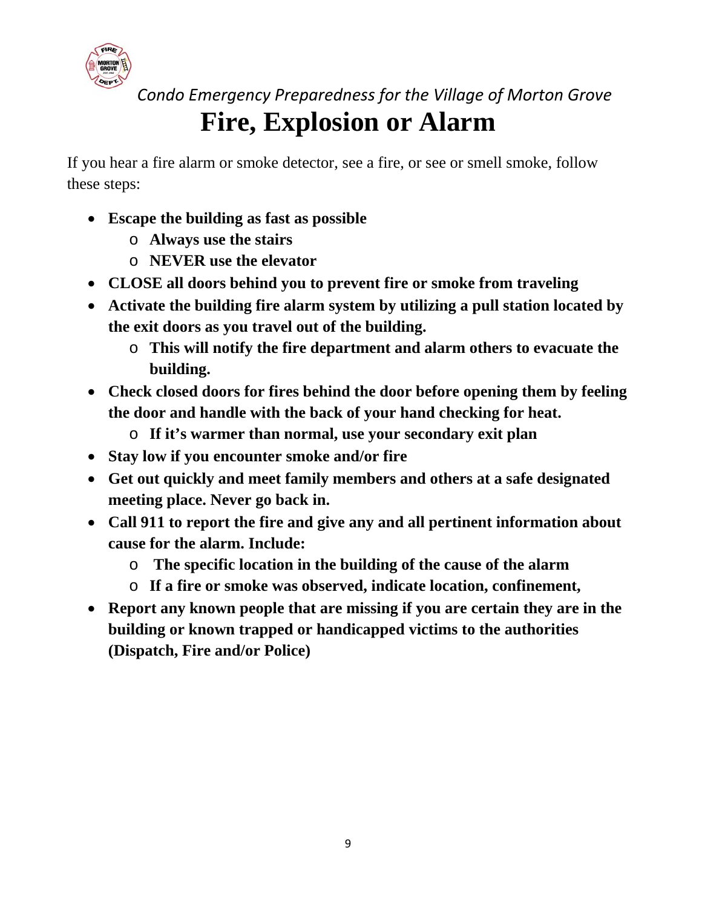*Condo Emergency Preparedness for the Village of Morton Grove*

# Fire, Explosion or Alarm

If you hear a fire alarm or smoke detector, see a fire, or see or smell smoke, follow these steps:

- **Escape the building as fast as possible**
  - **Always use the stairs**
  - **NEVER use the elevator**
- **CLOSE all doors behind you to prevent fire or smoke from traveling**
- **Activate the building fire alarm system by utilizing a pull station located by the exit doors as you travel out of the building.**
  - **This will notify the fire department and alarm others to evacuate the building.**
- **Check closed doors for fires behind the door before opening them by feeling the door and handle with the back of your hand checking for heat.**
  - **If it's warmer than normal, use your secondary exit plan**
- **Stay low if you encounter smoke and/or fire**
- **Get out quickly and meet family members and others at a safe designated meeting place. Never go back in.**
- **Call 911 to report the fire and give any and all pertinent information about cause for the alarm. Include:**
  - **The specific location in the building of the cause of the alarm**
  - **If a fire or smoke was observed, indicate location, confinement,**
- **Report any known people that are missing if you are certain they are in the building or known trapped or handicapped victims to the authorities (Dispatch, Fire and/or Police)**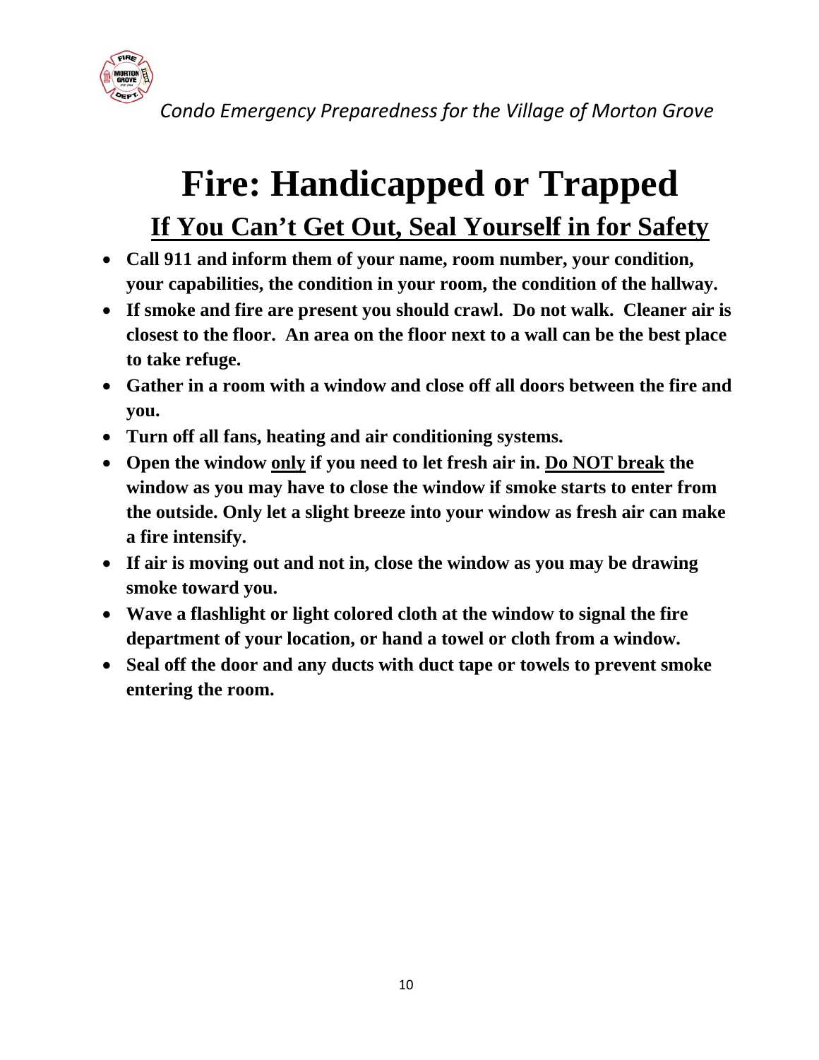# Fire: Handicapped or Trapped

## If You Can't Get Out, Seal Yourself in for Safety

- **Call 911 and inform them of your name, room number, your condition, your capabilities, the condition in your room, the condition of the hallway.**
- **If smoke and fire are present you should crawl. Do not walk. Cleaner air is closest to the floor. An area on the floor next to a wall can be the best place to take refuge.**
- **Gather in a room with a window and close off all doors between the fire and you.**
- **Turn off all fans, heating and air conditioning systems.**
- **Open the window <u>only</u> if you need to let fresh air in. <u>Do NOT break</u> the window as you may have to close the window if smoke starts to enter from the outside. Only let a slight breeze into your window as fresh air can make a fire intensify.**
- **If air is moving out and not in, close the window as you may be drawing smoke toward you.**
- **Wave a flashlight or light colored cloth at the window to signal the fire department of your location, or hand a towel or cloth from a window.**
- **Seal off the door and any ducts with duct tape or towels to prevent smoke entering the room.**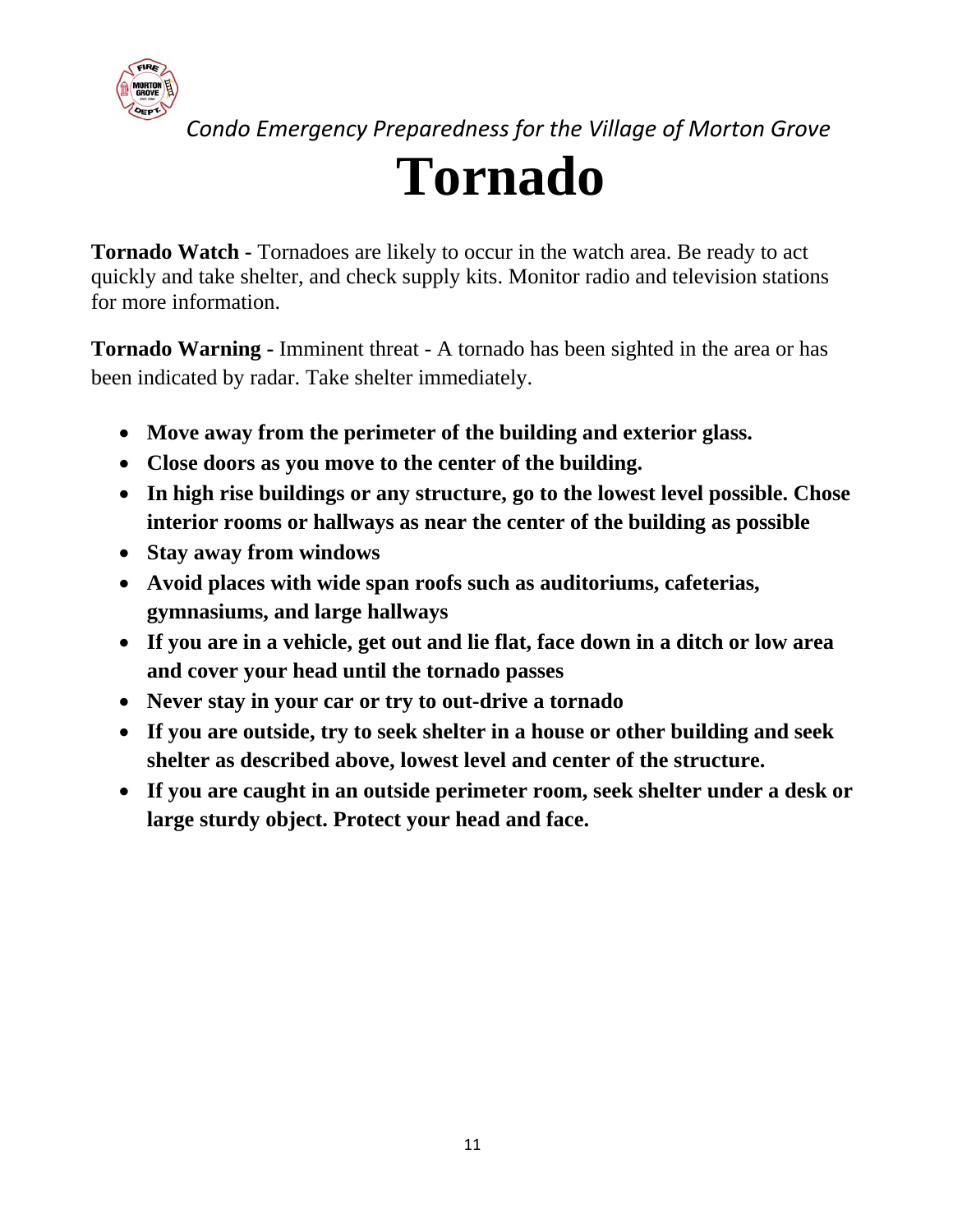*Condo Emergency Preparedness for the Village of Morton Grove*

# Tornado

**Tornado Watch -** Tornadoes are likely to occur in the watch area. Be ready to act quickly and take shelter, and check supply kits. Monitor radio and television stations for more information.

**Tornado Warning -** Imminent threat - A tornado has been sighted in the area or has been indicated by radar. Take shelter immediately.

- **Move away from the perimeter of the building and exterior glass.**
- **Close doors as you move to the center of the building.**
- **In high rise buildings or any structure, go to the lowest level possible. Chose interior rooms or hallways as near the center of the building as possible**
- **Stay away from windows**
- **Avoid places with wide span roofs such as auditoriums, cafeterias, gymnasiums, and large hallways**
- **If you are in a vehicle, get out and lie flat, face down in a ditch or low area and cover your head until the tornado passes**
- **Never stay in your car or try to out-drive a tornado**
- **If you are outside, try to seek shelter in a house or other building and seek shelter as described above, lowest level and center of the structure.**
- **If you are caught in an outside perimeter room, seek shelter under a desk or large sturdy object. Protect your head and face.**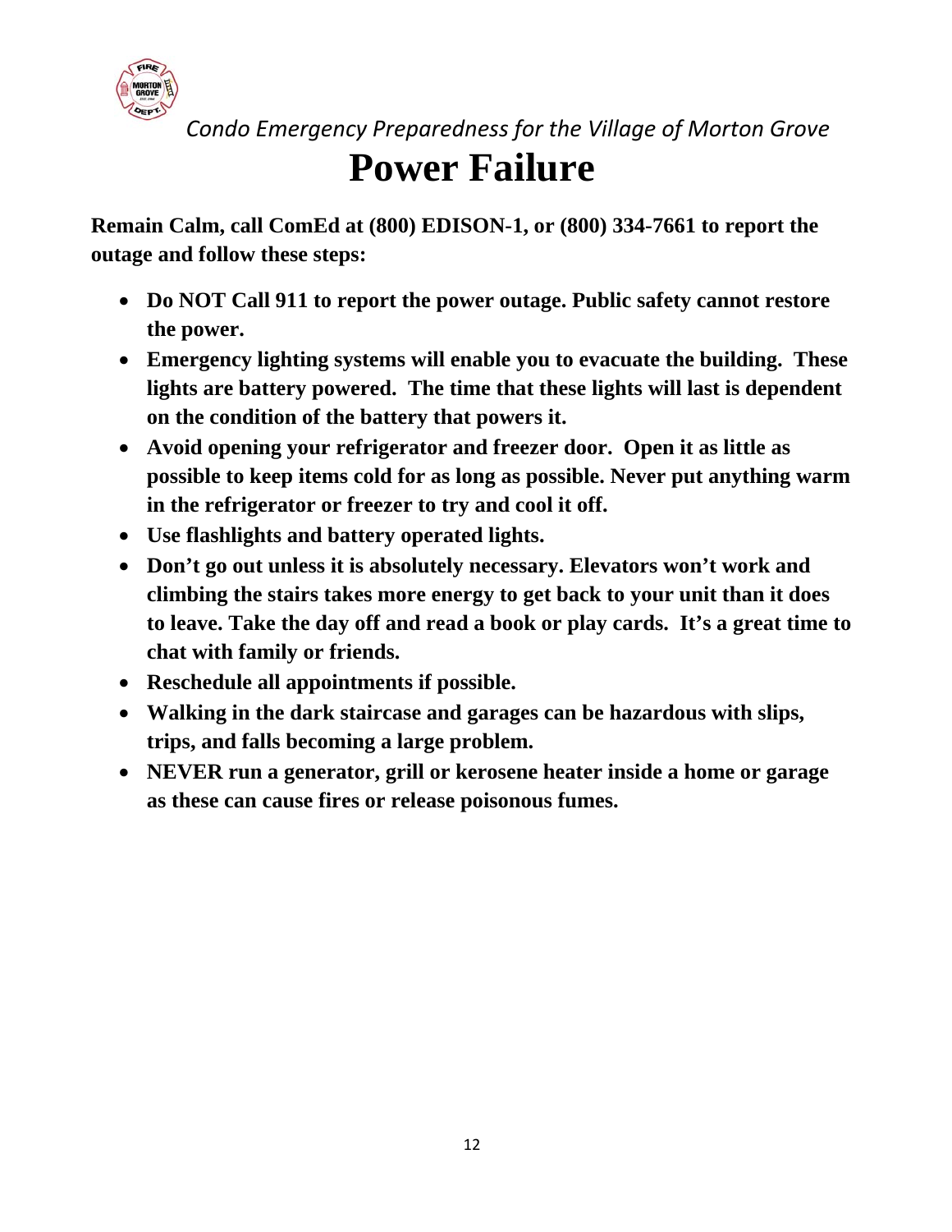*Condo Emergency Preparedness for the Village of Morton Grove*

# Power Failure

**Remain Calm, call ComEd at (800) EDISON-1, or (800) 334-7661 to report the outage and follow these steps:**

- **Do NOT Call 911 to report the power outage. Public safety cannot restore the power.**
- **Emergency lighting systems will enable you to evacuate the building. These lights are battery powered. The time that these lights will last is dependent on the condition of the battery that powers it.**
- **Avoid opening your refrigerator and freezer door. Open it as little as possible to keep items cold for as long as possible. Never put anything warm in the refrigerator or freezer to try and cool it off.**
- **Use flashlights and battery operated lights.**
- **Don't go out unless it is absolutely necessary. Elevators won't work and climbing the stairs takes more energy to get back to your unit than it does to leave. Take the day off and read a book or play cards. It's a great time to chat with family or friends.**
- **Reschedule all appointments if possible.**
- **Walking in the dark staircase and garages can be hazardous with slips, trips, and falls becoming a large problem.**
- **NEVER run a generator, grill or kerosene heater inside a home or garage as these can cause fires or release poisonous fumes.**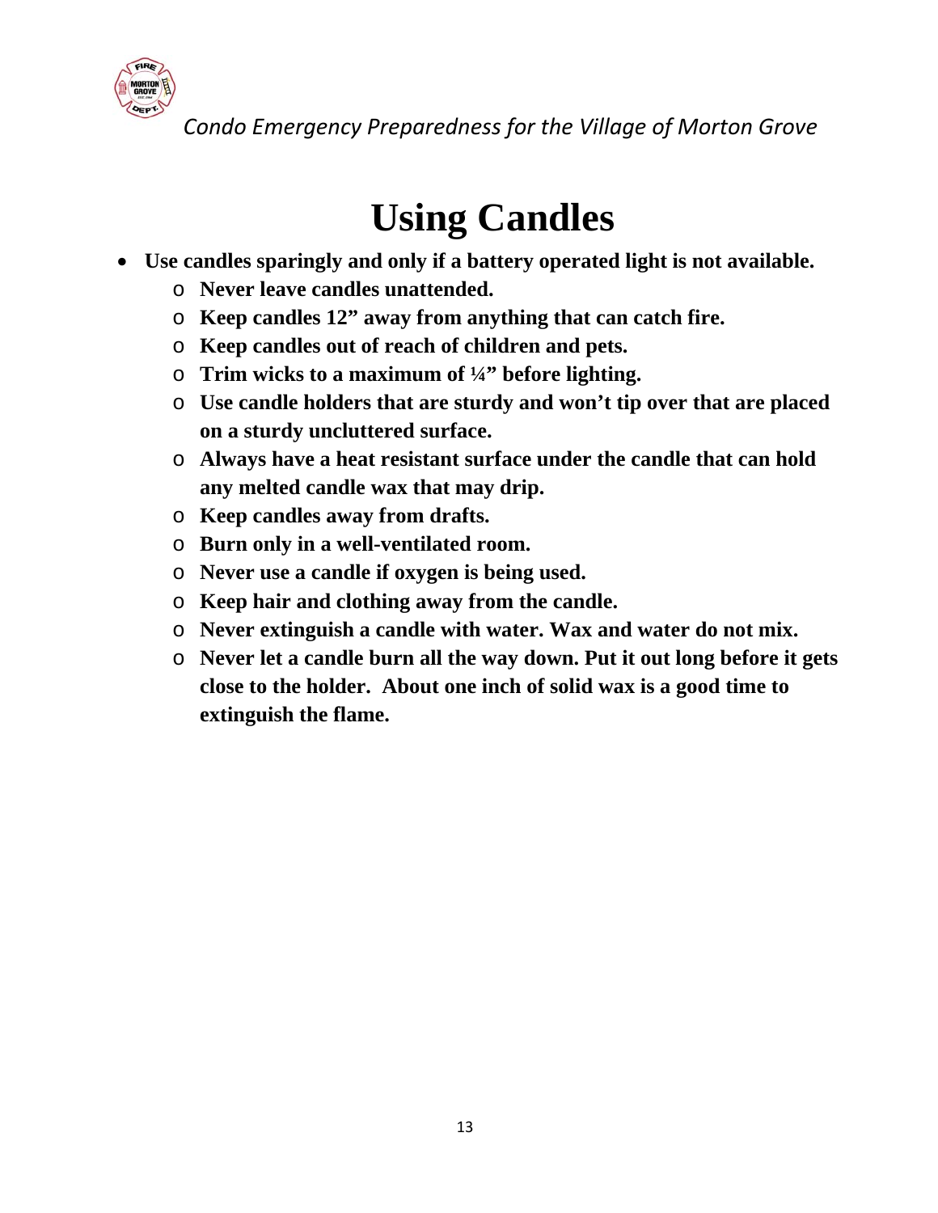# Using Candles

- **Use candles sparingly and only if a battery operated light is not available.**
  - **Never leave candles unattended.**
  - **Keep candles 12" away from anything that can catch fire.**
  - **Keep candles out of reach of children and pets.**
  - **Trim wicks to a maximum of ¼" before lighting.**
  - **Use candle holders that are sturdy and won't tip over that are placed on a sturdy uncluttered surface.**
  - **Always have a heat resistant surface under the candle that can hold any melted candle wax that may drip.**
  - **Keep candles away from drafts.**
  - **Burn only in a well-ventilated room.**
  - **Never use a candle if oxygen is being used.**
  - **Keep hair and clothing away from the candle.**
  - **Never extinguish a candle with water. Wax and water do not mix.**
  - **Never let a candle burn all the way down. Put it out long before it gets close to the holder. About one inch of solid wax is a good time to extinguish the flame.**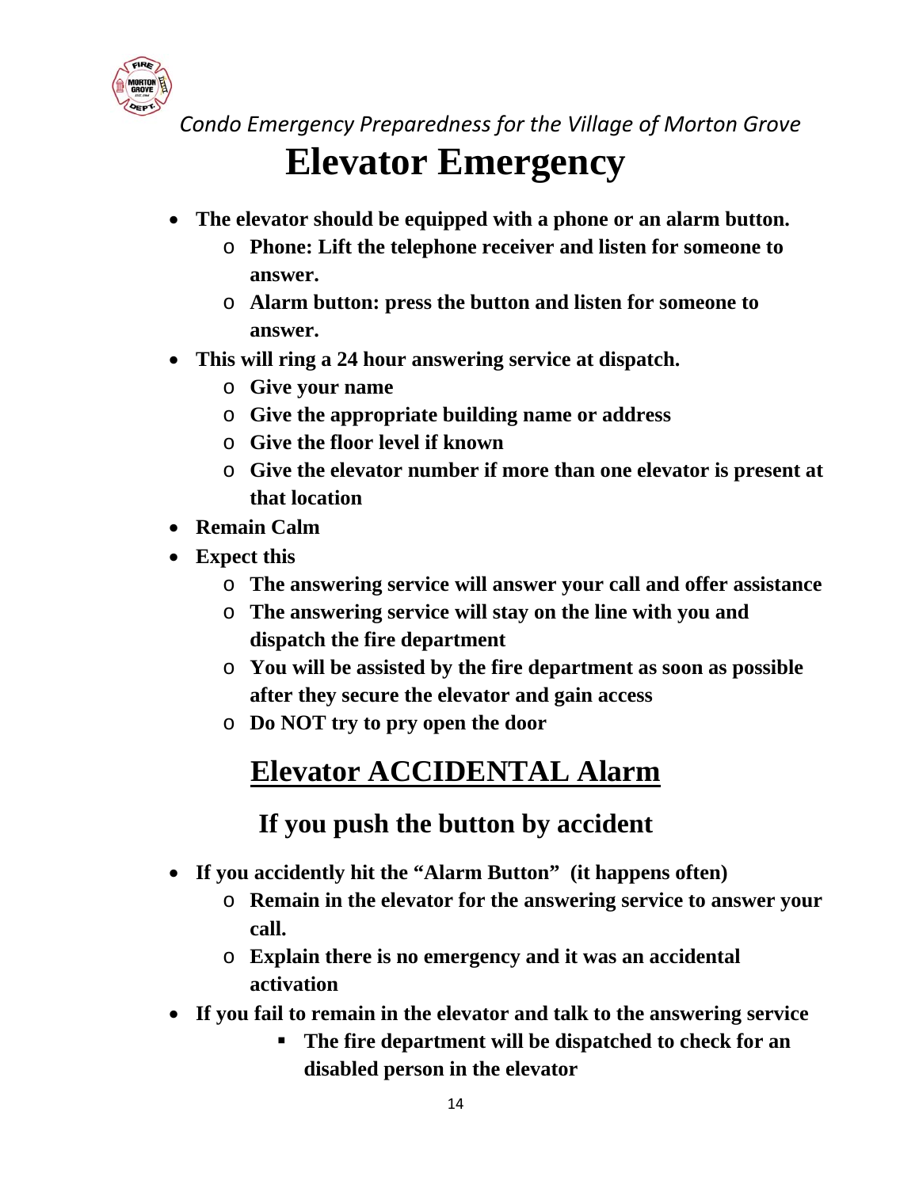*Condo Emergency Preparedness for the Village of Morton Grove*

# Elevator Emergency

- **The elevator should be equipped with a phone or an alarm button.**
  - **Phone: Lift the telephone receiver and listen for someone to answer.**
  - **Alarm button: press the button and listen for someone to answer.**
- **This will ring a 24 hour answering service at dispatch.**
  - **Give your name**
  - **Give the appropriate building name or address**
  - **Give the floor level if known**
  - **Give the elevator number if more than one elevator is present at that location**
- **Remain Calm**
- **Expect this**
  - **The answering service will answer your call and offer assistance**
  - **The answering service will stay on the line with you and dispatch the fire department**
  - **You will be assisted by the fire department as soon as possible after they secure the elevator and gain access**
  - **Do NOT try to pry open the door**

## Elevator ACCIDENTAL Alarm

### If you push the button by accident

- **If you accidently hit the "Alarm Button" (it happens often)**
  - **Remain in the elevator for the answering service to answer your call.**
  - **Explain there is no emergency and it was an accidental activation**
- **If you fail to remain in the elevator and talk to the answering service**
  - **The fire department will be dispatched to check for an disabled person in the elevator**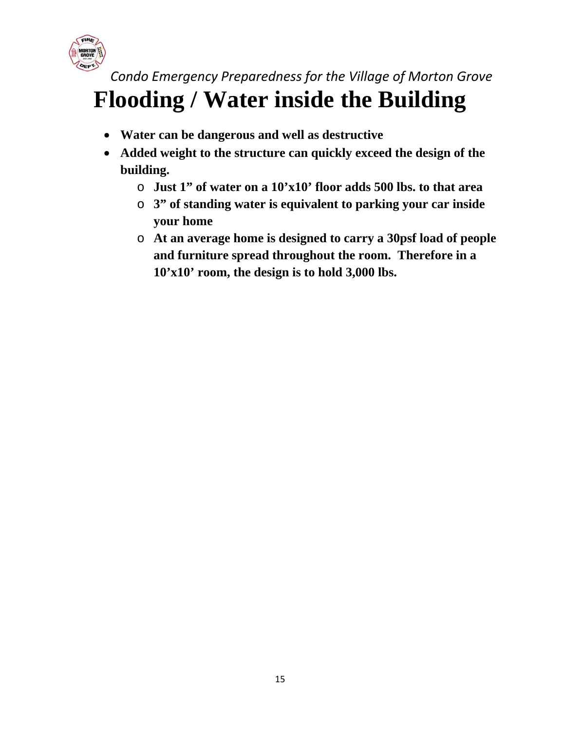# Flooding / Water inside the Building

- **Water can be dangerous and well as destructive**
- **Added weight to the structure can quickly exceed the design of the building.**
  - **Just 1" of water on a 10'x10' floor adds 500 lbs. to that area**
  - **3" of standing water is equivalent to parking your car inside your home**
  - **At an average home is designed to carry a 30psf load of people and furniture spread throughout the room.  Therefore in a 10'x10' room, the design is to hold 3,000 lbs.**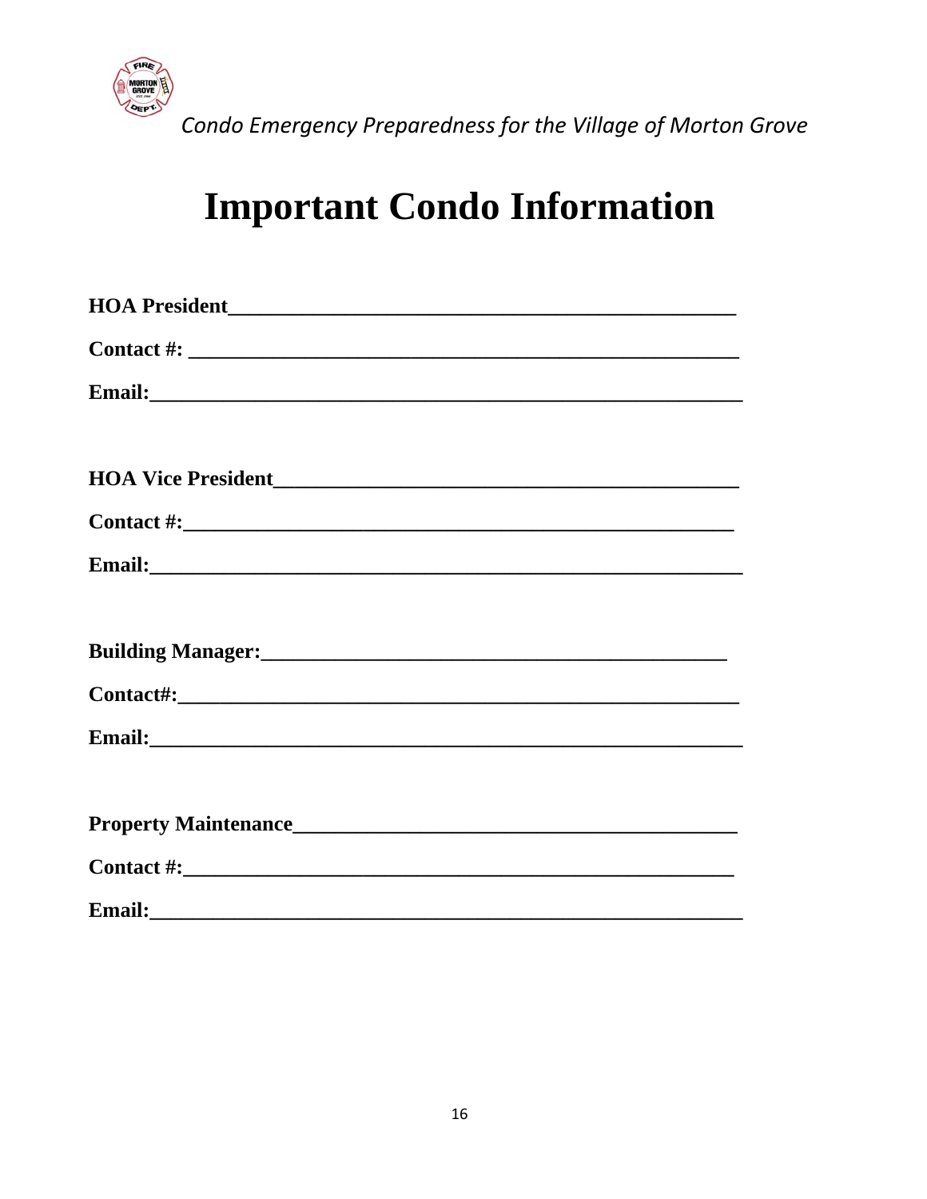# Important Condo Information

**HOA President**\_\_\_\_\_\_\_\_\_\_\_\_\_\_\_\_\_\_\_\_\_\_\_\_\_\_\_\_\_\_\_\_\_\_\_\_\_\_\_\_\_\_\_\_\_\_\_\_

**Contact #:** \_\_\_\_\_\_\_\_\_\_\_\_\_\_\_\_\_\_\_\_\_\_\_\_\_\_\_\_\_\_\_\_\_\_\_\_\_\_\_\_\_\_\_\_\_\_\_\_\_\_\_

**Email:**\_\_\_\_\_\_\_\_\_\_\_\_\_\_\_\_\_\_\_\_\_\_\_\_\_\_\_\_\_\_\_\_\_\_\_\_\_\_\_\_\_\_\_\_\_\_\_\_\_\_\_\_\_\_\_

**HOA Vice President**\_\_\_\_\_\_\_\_\_\_\_\_\_\_\_\_\_\_\_\_\_\_\_\_\_\_\_\_\_\_\_\_\_\_\_\_\_\_\_\_\_\_\_\_

**Contact #:**\_\_\_\_\_\_\_\_\_\_\_\_\_\_\_\_\_\_\_\_\_\_\_\_\_\_\_\_\_\_\_\_\_\_\_\_\_\_\_\_\_\_\_\_\_\_\_\_\_\_\_

**Email:**\_\_\_\_\_\_\_\_\_\_\_\_\_\_\_\_\_\_\_\_\_\_\_\_\_\_\_\_\_\_\_\_\_\_\_\_\_\_\_\_\_\_\_\_\_\_\_\_\_\_\_\_\_\_\_

**Building Manager:**\_\_\_\_\_\_\_\_\_\_\_\_\_\_\_\_\_\_\_\_\_\_\_\_\_\_\_\_\_\_\_\_\_\_\_\_\_\_\_\_\_\_\_\_\_

**Contact#:**\_\_\_\_\_\_\_\_\_\_\_\_\_\_\_\_\_\_\_\_\_\_\_\_\_\_\_\_\_\_\_\_\_\_\_\_\_\_\_\_\_\_\_\_\_\_\_\_\_\_\_\_

**Email:**\_\_\_\_\_\_\_\_\_\_\_\_\_\_\_\_\_\_\_\_\_\_\_\_\_\_\_\_\_\_\_\_\_\_\_\_\_\_\_\_\_\_\_\_\_\_\_\_\_\_\_\_\_\_\_

**Property Maintenance**\_\_\_\_\_\_\_\_\_\_\_\_\_\_\_\_\_\_\_\_\_\_\_\_\_\_\_\_\_\_\_\_\_\_\_\_\_\_\_\_\_\_

**Contact #:**\_\_\_\_\_\_\_\_\_\_\_\_\_\_\_\_\_\_\_\_\_\_\_\_\_\_\_\_\_\_\_\_\_\_\_\_\_\_\_\_\_\_\_\_\_\_\_\_\_\_\_

**Email:**\_\_\_\_\_\_\_\_\_\_\_\_\_\_\_\_\_\_\_\_\_\_\_\_\_\_\_\_\_\_\_\_\_\_\_\_\_\_\_\_\_\_\_\_\_\_\_\_\_\_\_\_\_\_\_